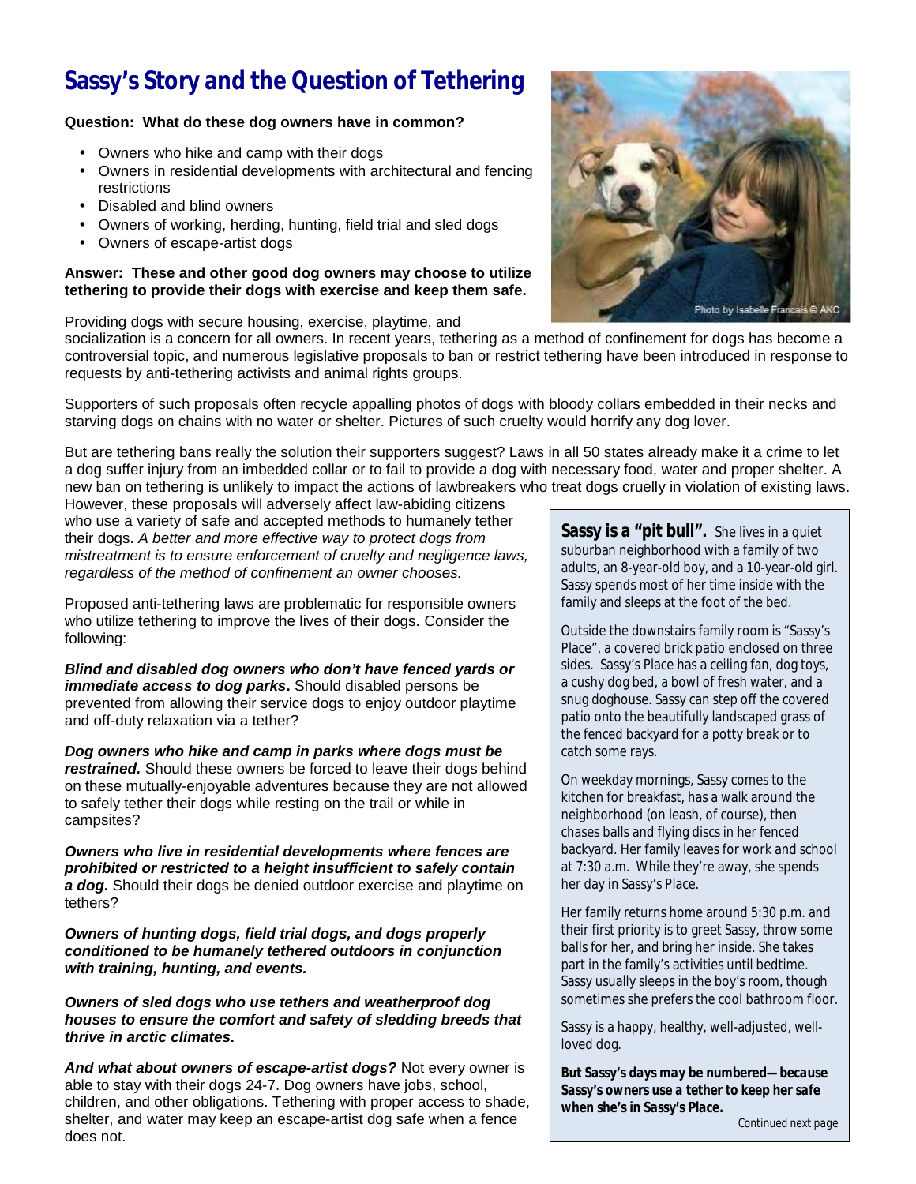# Sassy's Story and the Question of Tethering

**Question: What do these dog owners have in common?**

- Owners who hike and camp with their dogs
- Owners in residential developments with architectural and fencing restrictions
- Disabled and blind owners
- Owners of working, herding, hunting, field trial and sled dogs
- Owners of escape-artist dogs

**Answer: These and other good dog owners may choose to utilize tethering to provide their dogs with exercise and keep them safe.**

Photo by Isabelle Francais © AKC

Providing dogs with secure housing, exercise, playtime, and socialization is a concern for all owners. In recent years, tethering as a method of confinement for dogs has become a controversial topic, and numerous legislative proposals to ban or restrict tethering have been introduced in response to requests by anti-tethering activists and animal rights groups.

Supporters of such proposals often recycle appalling photos of dogs with bloody collars embedded in their necks and starving dogs on chains with no water or shelter. Pictures of such cruelty would horrify any dog lover.

But are tethering bans really the solution their supporters suggest? Laws in all 50 states already make it a crime to let a dog suffer injury from an imbedded collar or to fail to provide a dog with necessary food, water and proper shelter. A new ban on tethering is unlikely to impact the actions of lawbreakers who treat dogs cruelly in violation of existing laws. However, these proposals will adversely affect law-abiding citizens who use a variety of safe and accepted methods to humanely tether their dogs. *A better and more effective way to protect dogs from mistreatment is to ensure enforcement of cruelty and negligence laws, regardless of the method of confinement an owner chooses.*

Proposed anti-tethering laws are problematic for responsible owners who utilize tethering to improve the lives of their dogs. Consider the following:

***Blind and disabled dog owners who don't have fenced yards or immediate access to dog parks*.** Should disabled persons be prevented from allowing their service dogs to enjoy outdoor playtime and off-duty relaxation via a tether?

***Dog owners who hike and camp in parks where dogs must be restrained.*** Should these owners be forced to leave their dogs behind on these mutually-enjoyable adventures because they are not allowed to safely tether their dogs while resting on the trail or while in campsites?

***Owners who live in residential developments where fences are prohibited or restricted to a height insufficient to safely contain a dog.*** Should their dogs be denied outdoor exercise and playtime on tethers?

***Owners of hunting dogs, field trial dogs, and dogs properly conditioned to be humanely tethered outdoors in conjunction with training, hunting, and events.***

***Owners of sled dogs who use tethers and weatherproof dog houses to ensure the comfort and safety of sledding breeds that thrive in arctic climates.***

***And what about owners of escape-artist dogs?*** Not every owner is able to stay with their dogs 24-7. Dog owners have jobs, school, children, and other obligations. Tethering with proper access to shade, shelter, and water may keep an escape-artist dog safe when a fence does not.

---

**Sassy is a "pit bull".** She lives in a quiet suburban neighborhood with a family of two adults, an 8-year-old boy, and a 10-year-old girl. Sassy spends most of her time inside with the family and sleeps at the foot of the bed.

Outside the downstairs family room is "Sassy's Place", a covered brick patio enclosed on three sides. Sassy's Place has a ceiling fan, dog toys, a cushy dog bed, a bowl of fresh water, and a snug doghouse. Sassy can step off the covered patio onto the beautifully landscaped grass of the fenced backyard for a potty break or to catch some rays.

On weekday mornings, Sassy comes to the kitchen for breakfast, has a walk around the neighborhood (on leash, of course), then chases balls and flying discs in her fenced backyard. Her family leaves for work and school at 7:30 a.m. While they're away, she spends her day in Sassy's Place.

Her family returns home around 5:30 p.m. and their first priority is to greet Sassy, throw some balls for her, and bring her inside. She takes part in the family's activities until bedtime. Sassy usually sleeps in the boy's room, though sometimes she prefers the cool bathroom floor.

Sassy is a happy, healthy, well-adjusted, well-loved dog.

**But Sassy's days may be numbered—because Sassy's owners use a tether to keep her safe when she's in Sassy's Place.**

Continued next page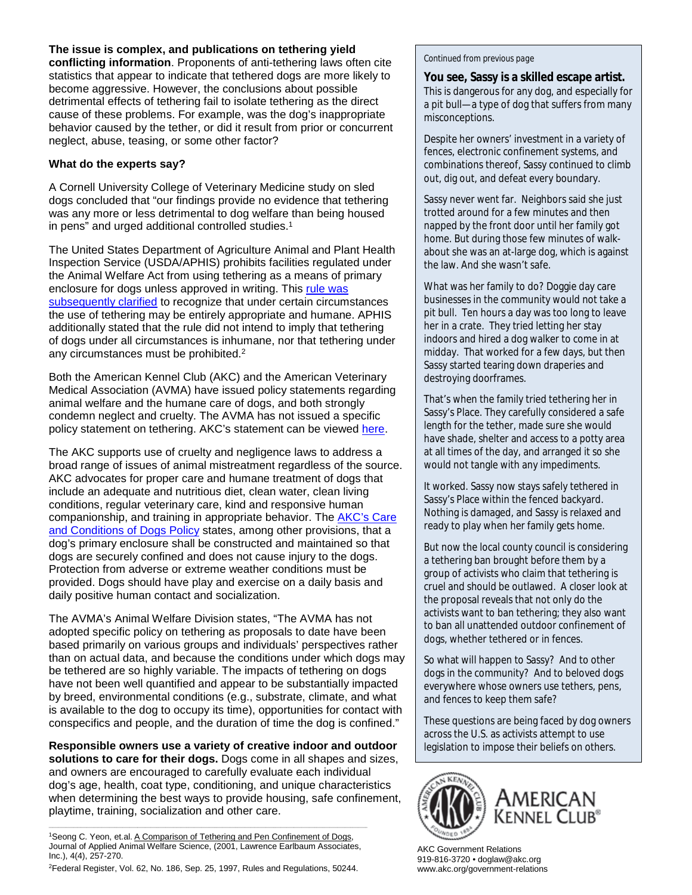**The issue is complex, and publications on tethering yield conflicting information**. Proponents of anti-tethering laws often cite statistics that appear to indicate that tethered dogs are more likely to become aggressive. However, the conclusions about possible detrimental effects of tethering fail to isolate tethering as the direct cause of these problems. For example, was the dog's inappropriate behavior caused by the tether, or did it result from prior or concurrent neglect, abuse, teasing, or some other factor?

### What do the experts say?

A Cornell University College of Veterinary Medicine study on sled dogs concluded that "our findings provide no evidence that tethering was any more or less detrimental to dog welfare than being housed in pens" and urged additional controlled studies.[1]

The United States Department of Agriculture Animal and Plant Health Inspection Service (USDA/APHIS) prohibits facilities regulated under the Animal Welfare Act from using tethering as a means of primary enclosure for dogs unless approved in writing. This rule was subsequently clarified to recognize that under certain circumstances the use of tethering may be entirely appropriate and humane. APHIS additionally stated that the rule did not intend to imply that tethering of dogs under all circumstances is inhumane, nor that tethering under any circumstances must be prohibited.[2]

Both the American Kennel Club (AKC) and the American Veterinary Medical Association (AVMA) have issued policy statements regarding animal welfare and the humane care of dogs, and both strongly condemn neglect and cruelty. The AVMA has not issued a specific policy statement on tethering. AKC's statement can be viewed here.

The AKC supports use of cruelty and negligence laws to address a broad range of issues of animal mistreatment regardless of the source. AKC advocates for proper care and humane treatment of dogs that include an adequate and nutritious diet, clean water, clean living conditions, regular veterinary care, kind and responsive human companionship, and training in appropriate behavior. The AKC's Care and Conditions of Dogs Policy states, among other provisions, that a dog's primary enclosure shall be constructed and maintained so that dogs are securely confined and does not cause injury to the dogs. Protection from adverse or extreme weather conditions must be provided. Dogs should have play and exercise on a daily basis and daily positive human contact and socialization.

The AVMA's Animal Welfare Division states, "The AVMA has not adopted specific policy on tethering as proposals to date have been based primarily on various groups and individuals' perspectives rather than on actual data, and because the conditions under which dogs may be tethered are so highly variable. The impacts of tethering on dogs have not been well quantified and appear to be substantially impacted by breed, environmental conditions (e.g., substrate, climate, and what is available to the dog to occupy its time), opportunities for contact with conspecifics and people, and the duration of time the dog is confined."

**Responsible owners use a variety of creative indoor and outdoor solutions to care for their dogs.** Dogs come in all shapes and sizes, and owners are encouraged to carefully evaluate each individual dog's age, health, coat type, conditioning, and unique characteristics when determining the best ways to provide housing, safe confinement, playtime, training, socialization and other care.

[1]Seong C. Yeon, et.al. A Comparison of Tethering and Pen Confinement of Dogs, Journal of Applied Animal Welfare Science, (2001, Lawrence Earlbaum Associates, Inc.), 4(4), 257-270.

[2]Federal Register, Vol. 62, No. 186, Sep. 25, 1997, Rules and Regulations, 50244.

Continued from previous page

**You see, Sassy is a skilled escape artist.** This is dangerous for any dog, and especially for a pit bull—a type of dog that suffers from many misconceptions.

Despite her owners' investment in a variety of fences, electronic confinement systems, and combinations thereof, Sassy continued to climb out, dig out, and defeat every boundary.

Sassy never went far. Neighbors said she just trotted around for a few minutes and then napped by the front door until her family got home. But during those few minutes of walk-about she was an at-large dog, which is against the law. And she wasn't safe.

What was her family to do? Doggie day care businesses in the community would not take a pit bull. Ten hours a day was too long to leave her in a crate. They tried letting her stay indoors and hired a dog walker to come in at midday. That worked for a few days, but then Sassy started tearing down draperies and destroying doorframes.

That's when the family tried tethering her in Sassy's Place. They carefully considered a safe length for the tether, made sure she would have shade, shelter and access to a potty area at all times of the day, and arranged it so she would not tangle with any impediments.

It worked. Sassy now stays safely tethered in Sassy's Place within the fenced backyard. Nothing is damaged, and Sassy is relaxed and ready to play when her family gets home.

But now the local county council is considering a tethering ban brought before them by a group of activists who claim that tethering is cruel and should be outlawed. A closer look at the proposal reveals that not only do the activists want to ban tethering; they also want to ban all unattended outdoor confinement of dogs, whether tethered or in fences.

So what will happen to Sassy? And to other dogs in the community? And to beloved dogs everywhere whose owners use tethers, pens, and fences to keep them safe?

These questions are being faced by dog owners across the U.S. as activists attempt to use legislation to impose their beliefs on others.

AMERICAN KENNEL CLUB®

AKC Government Relations
919-816-3720 • doglaw@akc.org
www.akc.org/government-relations